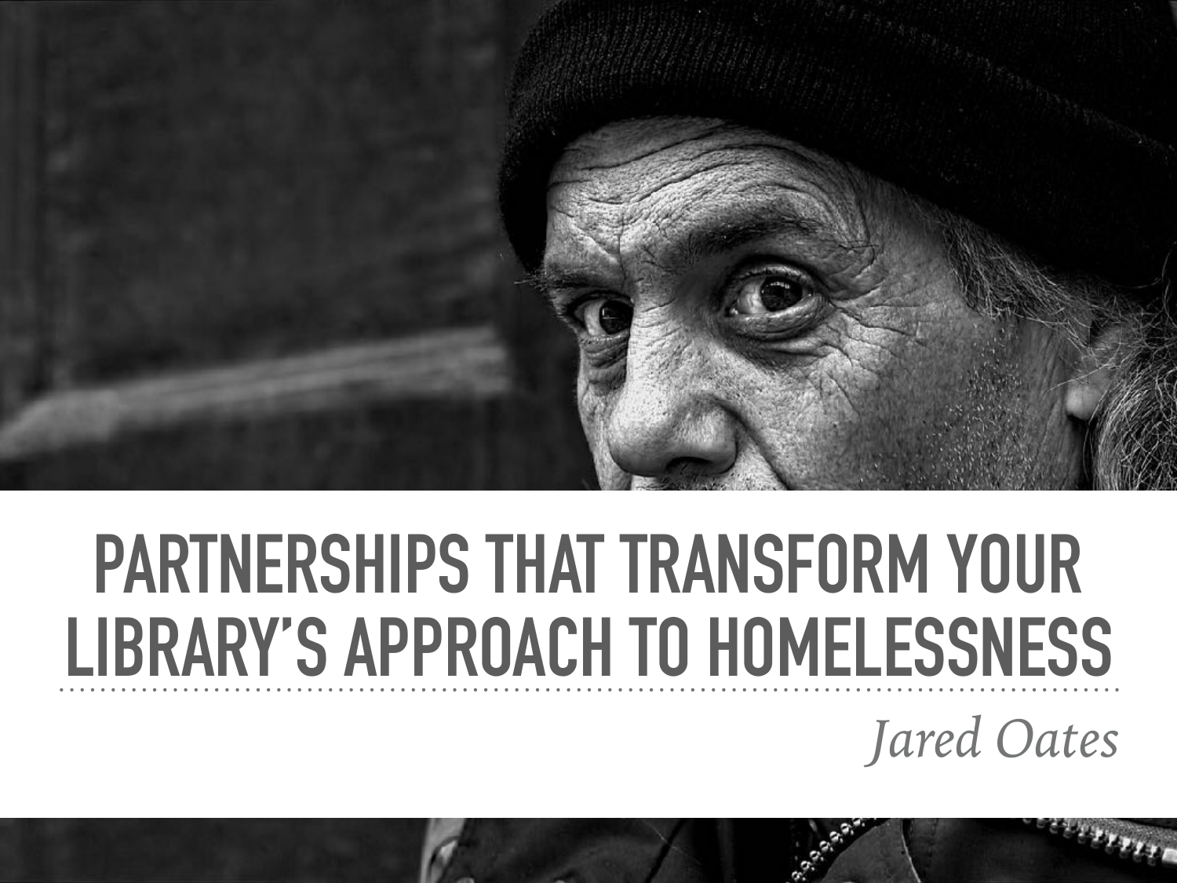# PARTNERSHIPS THAT TRANSFORM YOUR LIBRARY'S APPROACH TO HOMELESSNESS

*Jared Oates*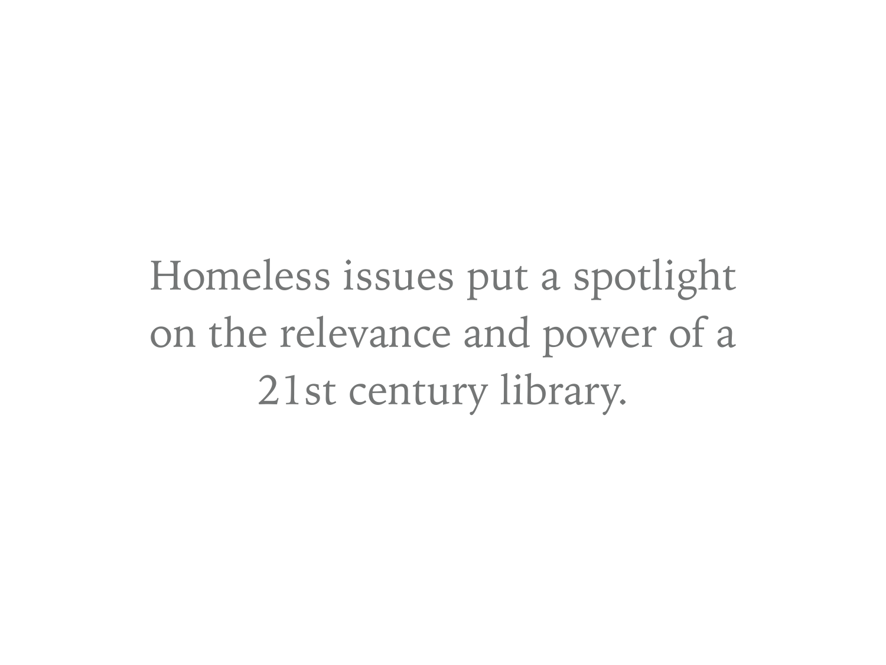Homeless issues put a spotlight on the relevance and power of a 21st century library.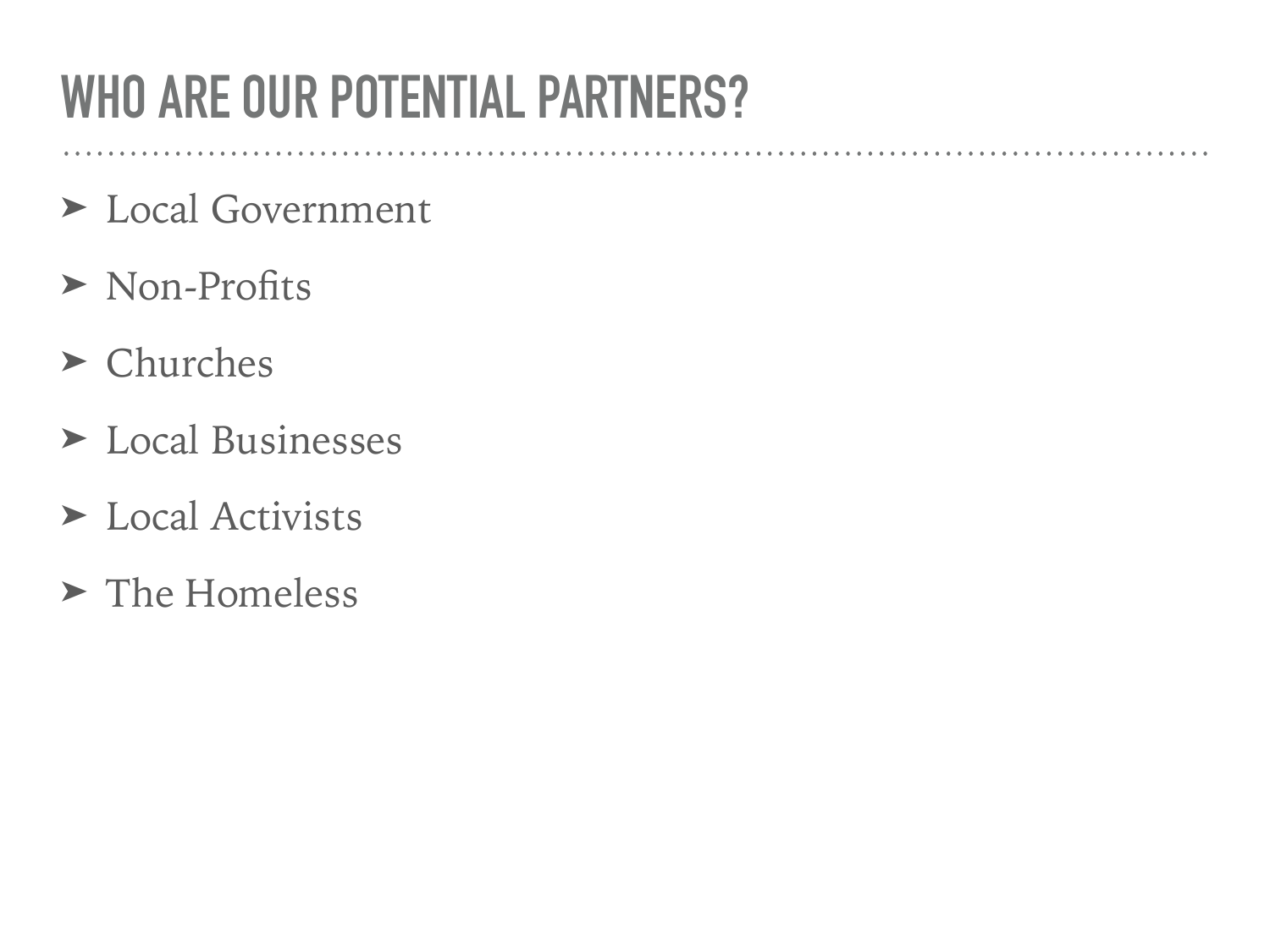# WHO ARE OUR POTENTIAL PARTNERS?

- Local Government
- Non-Profits
- Churches
- Local Businesses
- Local Activists
- The Homeless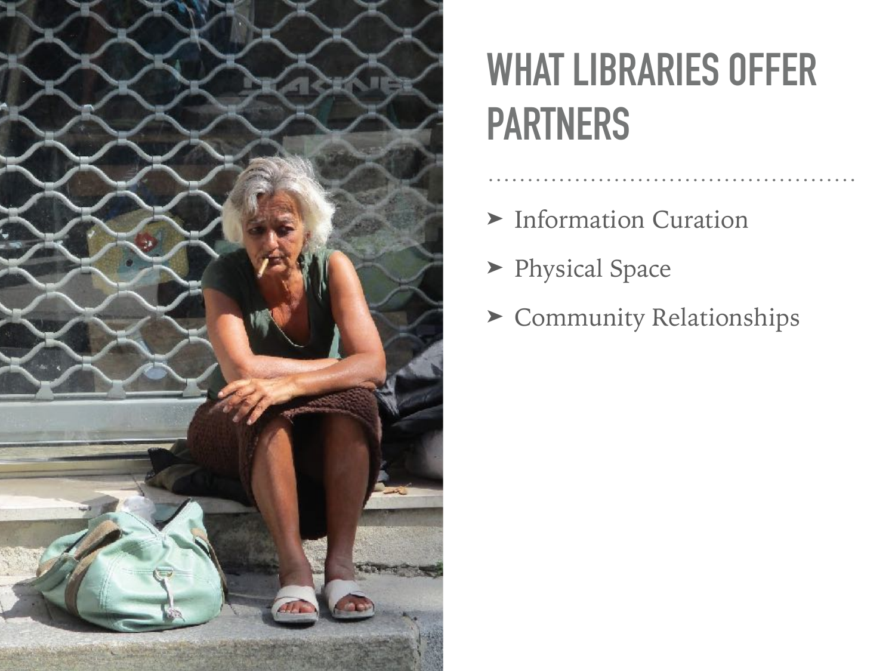# WHAT LIBRARIES OFFER PARTNERS

- Information Curation
- Physical Space
- Community Relationships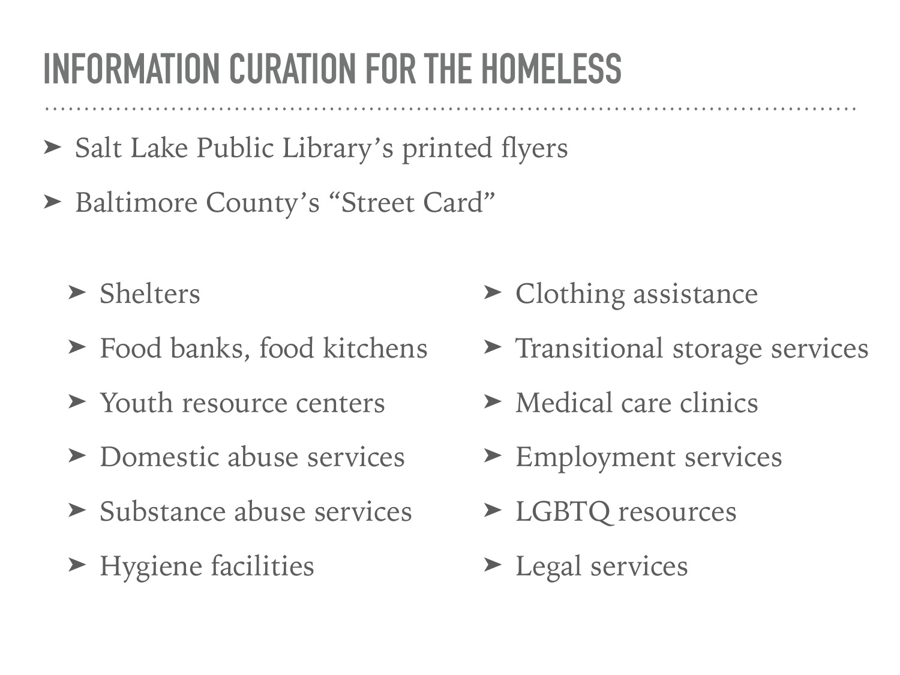# INFORMATION CURATION FOR THE HOMELESS

- Salt Lake Public Library's printed flyers
- Baltimore County's "Street Card"
  - Shelters
  - Food banks, food kitchens
  - Youth resource centers
  - Domestic abuse services
  - Substance abuse services
  - Hygiene facilities
  - Clothing assistance
  - Transitional storage services
  - Medical care clinics
  - Employment services
  - LGBTQ resources
  - Legal services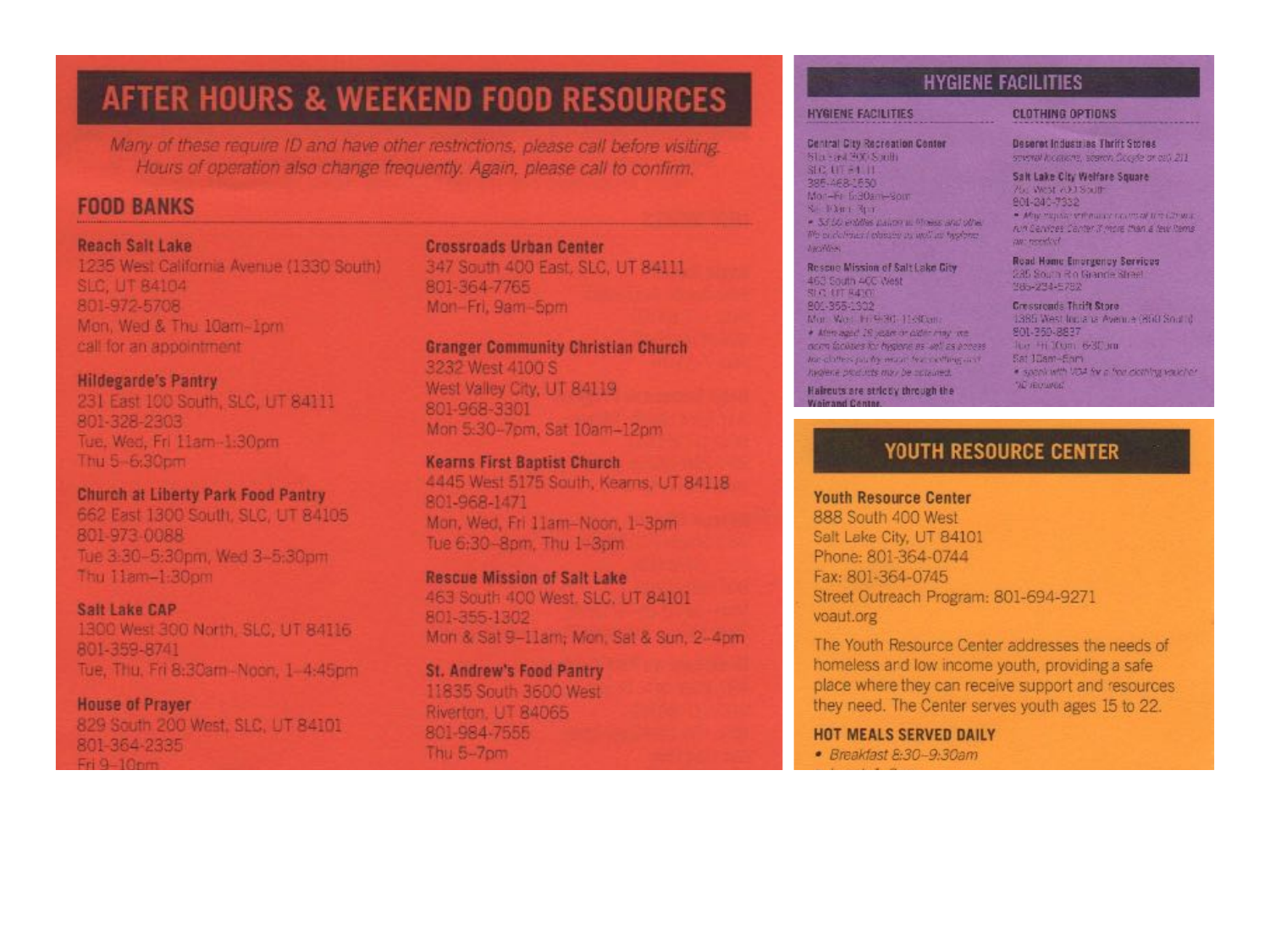# AFTER HOURS & WEEKEND FOOD RESOURCES

*Many of these require ID and have other restrictions, please call before visiting. Hours of operation also change frequently. Again, please call to confirm.*

## FOOD BANKS

**Reach Salt Lake**
1235 West California Avenue (1330 South)
SLC, UT 84104
801-972-5708
Mon, Wed & Thu 10am–1pm
call for an appointment

**Hildegarde's Pantry**
231 East 100 South, SLC, UT 84111
801-328-2303
Tue, Wed, Fri 11am–1:30pm
Thu 5–6:30pm

**Church at Liberty Park Food Pantry**
662 East 1300 South, SLC, UT 84105
801-973-0088
Tue 3:30–5:30pm, Wed 3–5:30pm
Thu 11am–1:30pm

**Salt Lake CAP**
1300 West 300 North, SLC, UT 84116
801-359-8741
Tue, Thu, Fri 8:30am–Noon, 1–4:45pm

**House of Prayer**
829 South 200 West, SLC, UT 84101
801-364-2335
Fri 9–10pm

**Crossroads Urban Center**
347 South 400 East, SLC, UT 84111
801-364-7765
Mon–Fri, 9am–5pm

**Granger Community Christian Church**
3232 West 4100 S
West Valley City, UT 84119
801-968-3301
Mon 5:30–7pm, Sat 10am–12pm

**Kearns First Baptist Church**
4445 West 5175 South, Kearns, UT 84118
801-968-1471
Mon, Wed, Fri 11am–Noon, 1–3pm
Tue 6:30–8pm, Thu 1–3pm

**Rescue Mission of Salt Lake**
463 South 400 West, SLC, UT 84101
801-355-1302
Mon & Sat 9–11am; Mon, Sat & Sun, 2–4pm

**St. Andrew's Food Pantry**
11835 South 3600 West
Riverton, UT 84065
801-984-7555
Thu 5–7pm

# HYGIENE FACILITIES

## HYGIENE FACILITIES

**Central City Recreation Center**
615 South 300 South
SLC, UT 84111
385-468-1550
Mon–Fri 6:30am–9pm
Sat 10am–3pm
- $3.50 entitles patron to fitness and other life club/recreational classes as well as hygiene facilities.

**Rescue Mission of Salt Lake City**
463 South 400 West
SLC, UT 84101
801-355-1302
Mon–Wed, Fri 9:30–11:30am
- Men aged 18 years or older may use facilities for hygiene as well as access free clothes pantry. Hair free clothing and hygiene products may be obtained.

**Haircuts are strictly through the Weigand Center.**

## CLOTHING OPTIONS

**Deseret Industries Thrift Stores**
several locations, search Google or call 211

**Salt Lake City Welfare Square**
751 West 700 South
801-240-7332
- May require referral from one of the LDS run Services Center if more than a few items are needed

**Road Home Emergency Services**
235 South Rio Grande Street
385-234-5782

**Crossroads Thrift Store**
1385 West Indiana Avenue (850 South)
801-250-8837
Tue–Fri 10am–6:30pm
Sat 10am–5pm
- Speak with VOA for a free clothing voucher ID required

# YOUTH RESOURCE CENTER

**Youth Resource Center**
888 South 400 West
Salt Lake City, UT 84101
Phone: 801-364-0744
Fax: 801-364-0745
Street Outreach Program: 801-694-9271
voaut.org

The Youth Resource Center addresses the needs of homeless and low income youth, providing a safe place where they can receive support and resources they need. The Center serves youth ages 15 to 22.

**HOT MEALS SERVED DAILY**

- *Breakfast 8:30–9:30am*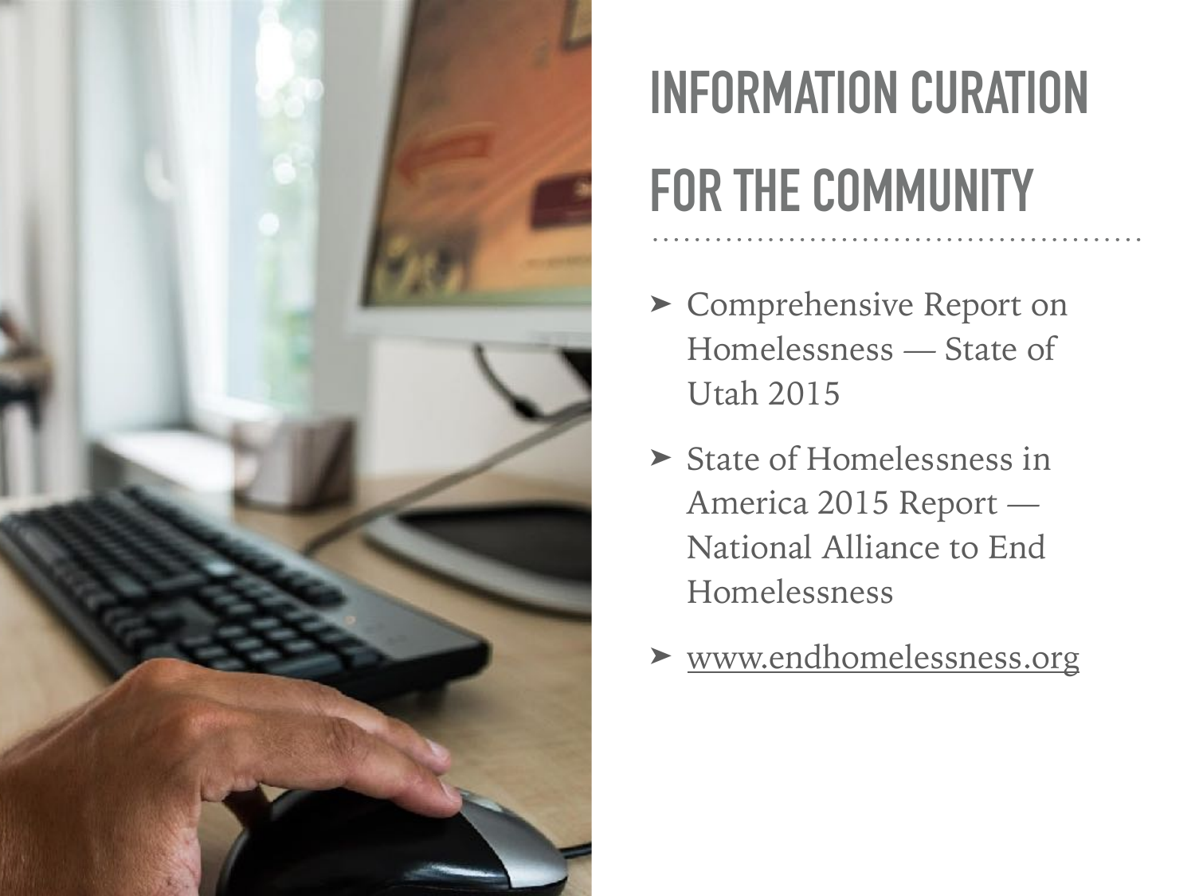# INFORMATION CURATION FOR THE COMMUNITY

- Comprehensive Report on Homelessness — State of Utah 2015
- State of Homelessness in America 2015 Report — National Alliance to End Homelessness
- www.endhomelessness.org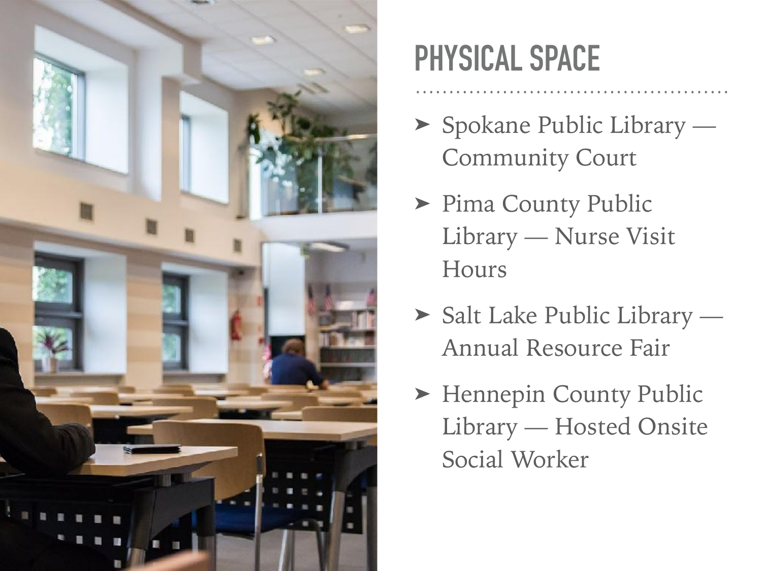# PHYSICAL SPACE

- Spokane Public Library — Community Court
- Pima County Public Library — Nurse Visit Hours
- Salt Lake Public Library — Annual Resource Fair
- Hennepin County Public Library — Hosted Onsite Social Worker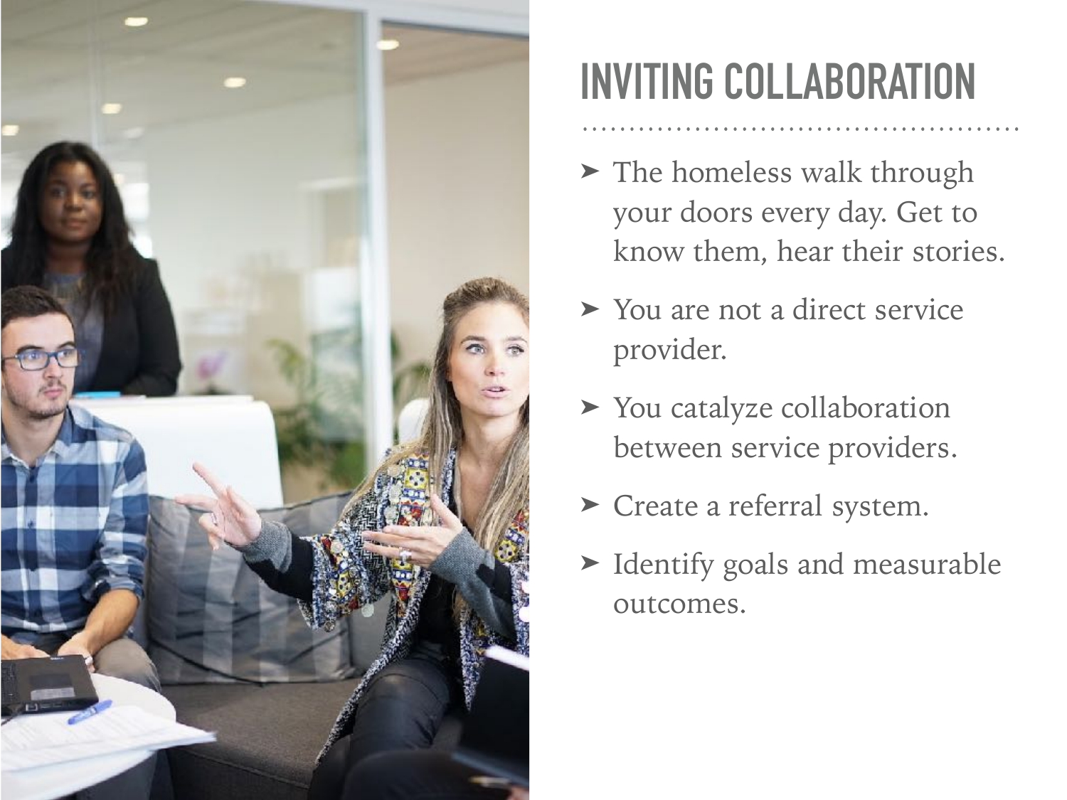# INVITING COLLABORATION

- The homeless walk through your doors every day. Get to know them, hear their stories.
- You are not a direct service provider.
- You catalyze collaboration between service providers.
- Create a referral system.
- Identify goals and measurable outcomes.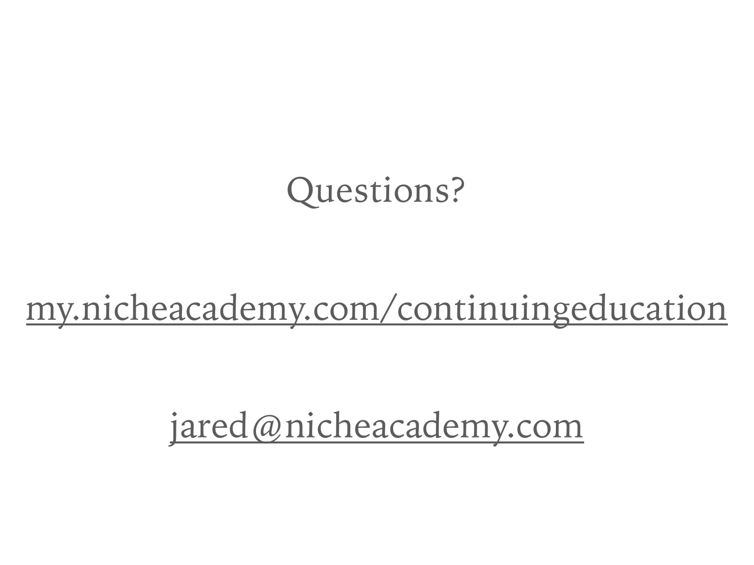Questions?

[my.nicheacademy.com/continuingeducation](https://my.nicheacademy.com/continuingeducation)

[jared@nicheacademy.com](mailto:jared@nicheacademy.com)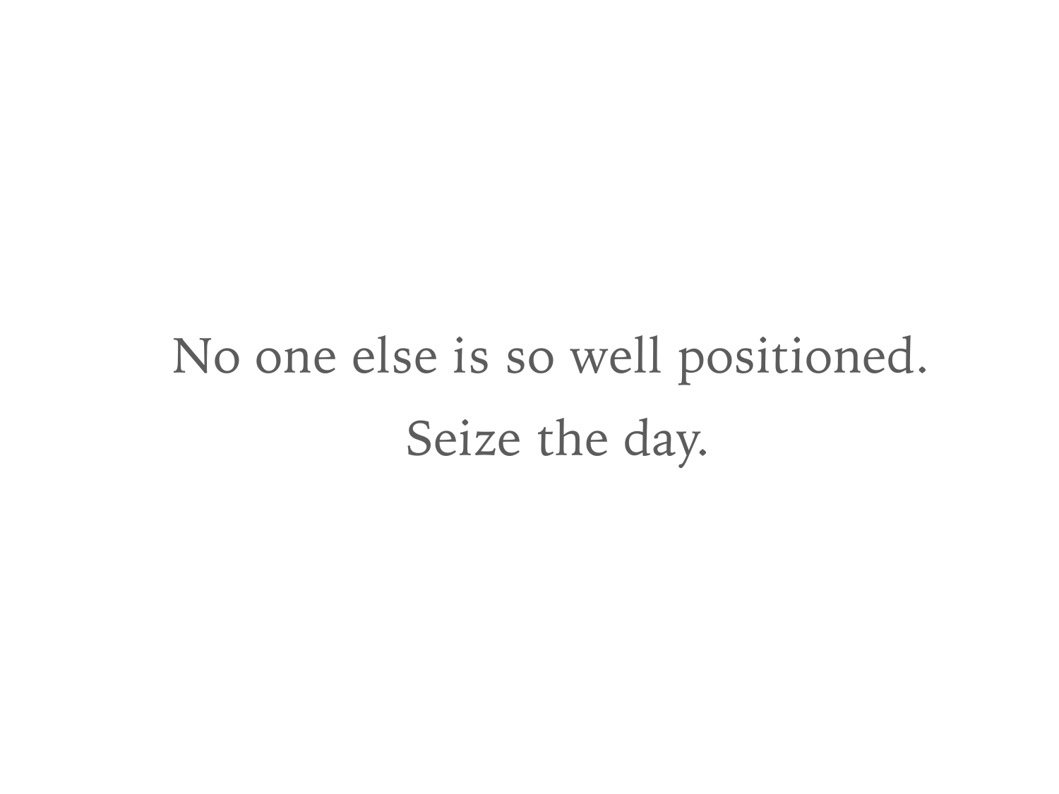No one else is so well positioned.

Seize the day.